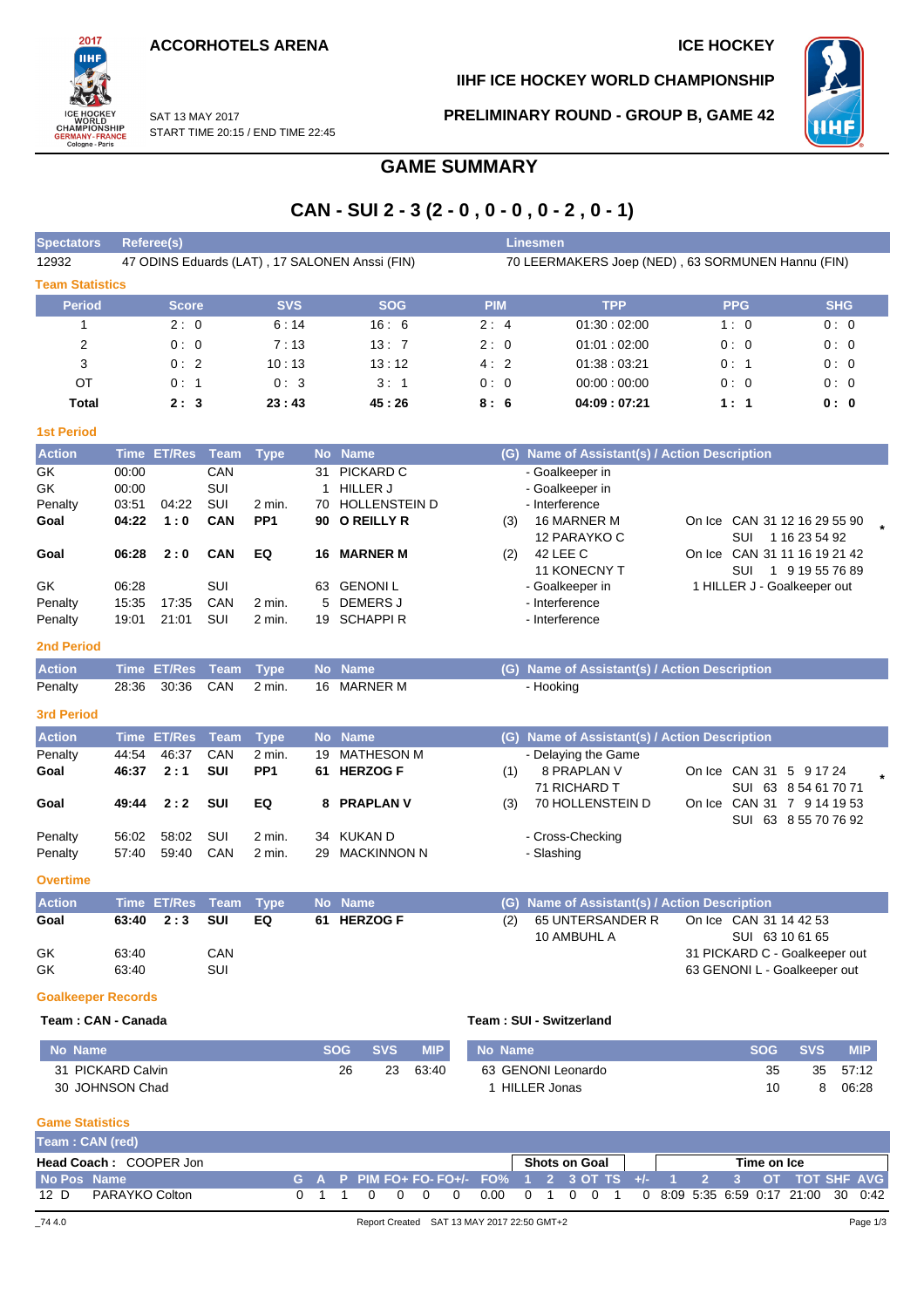**ACCORHOTELS ARENA** — **ICE HOCKEY**

**IIHF ICE HOCKEY WORLD CHAMPIONSHIP**

SAT 13 MAY 2017
START TIME 20:15 / END TIME 22:45

**PRELIMINARY ROUND - GROUP B, GAME 42**

# GAME SUMMARY

## CAN - SUI 2 - 3 (2 - 0 , 0 - 0 , 0 - 2 , 0 - 1)

| Spectators | Referee(s) | Linesmen |
|---|---|---|
| 12932 | 47 ODINS Eduards (LAT) , 17 SALONEN Anssi (FIN) | 70 LEERMAKERS Joep (NED) , 63 SORMUNEN Hannu (FIN) |

### Team Statistics

| Period | Score | SVS | SOG | PIM | TPP | PPG | SHG |
|---|---|---|---|---|---|---|---|
| 1 | 2 : 0 | 6 : 14 | 16 : 6 | 2 : 4 | 01:30 : 02:00 | 1 : 0 | 0 : 0 |
| 2 | 0 : 0 | 7 : 13 | 13 : 7 | 2 : 0 | 01:01 : 02:00 | 0 : 0 | 0 : 0 |
| 3 | 0 : 2 | 10 : 13 | 13 : 12 | 4 : 2 | 01:38 : 03:21 | 0 : 1 | 0 : 0 |
| OT | 0 : 1 | 0 : 3 | 3 : 1 | 0 : 0 | 00:00 : 00:00 | 0 : 0 | 0 : 0 |
| **Total** | **2 : 3** | **23 : 43** | **45 : 26** | **8 : 6** | **04:09 : 07:21** | **1 : 1** | **0 : 0** |

### 1st Period

| Action | Time | ET/Res | Team | Type | No | Name | (G) | Name of Assistant(s) / Action Description | |
|---|---|---|---|---|---|---|---|---|---|
| GK | 00:00 | | CAN | | 31 | PICKARD C | | - Goalkeeper in | |
| GK | 00:00 | | SUI | | 1 | HILLER J | | - Goalkeeper in | |
| Penalty | 03:51 | 04:22 | SUI | 2 min. | 70 | HOLLENSTEIN D | | - Interference | |
| **Goal** | **04:22** | **1 : 0** | **CAN** | **PP1** | **90** | **O REILLY R** | (3) | 16 MARNER M<br>12 PARAYKO C | On Ice CAN 31 12 16 29 55 90<br>SUI 1 16 23 54 92 * |
| **Goal** | **06:28** | **2 : 0** | **CAN** | **EQ** | **16** | **MARNER M** | (2) | 42 LEE C<br>11 KONECNY T | On Ice CAN 31 11 16 19 21 42<br>SUI 1 9 19 55 76 89 |
| GK | 06:28 | | SUI | | 63 | GENONI L | | - Goalkeeper in | 1 HILLER J - Goalkeeper out |
| Penalty | 15:35 | 17:35 | CAN | 2 min. | 5 | DEMERS J | | - Interference | |
| Penalty | 19:01 | 21:01 | SUI | 2 min. | 19 | SCHAPPI R | | - Interference | |

### 2nd Period

| Action | Time | ET/Res | Team | Type | No | Name | (G) | Name of Assistant(s) / Action Description |
|---|---|---|---|---|---|---|---|---|
| Penalty | 28:36 | 30:36 | CAN | 2 min. | 16 | MARNER M | | - Hooking |

### 3rd Period

| Action | Time | ET/Res | Team | Type | No | Name | (G) | Name of Assistant(s) / Action Description | |
|---|---|---|---|---|---|---|---|---|---|
| Penalty | 44:54 | 46:37 | CAN | 2 min. | 19 | MATHESON M | | - Delaying the Game | |
| **Goal** | **46:37** | **2 : 1** | **SUI** | **PP1** | **61** | **HERZOG F** | (1) | 8 PRAPLAN V<br>71 RICHARD T | On Ice CAN 31 5 9 17 24<br>SUI 63 8 54 61 70 71 * |
| **Goal** | **49:44** | **2 : 2** | **SUI** | **EQ** | **8** | **PRAPLAN V** | (3) | 70 HOLLENSTEIN D | On Ice CAN 31 7 9 14 19 53<br>SUI 63 8 55 70 76 92 |
| Penalty | 56:02 | 58:02 | SUI | 2 min. | 34 | KUKAN D | | - Cross-Checking | |
| Penalty | 57:40 | 59:40 | CAN | 2 min. | 29 | MACKINNON N | | - Slashing | |

### Overtime

| Action | Time | ET/Res | Team | Type | No | Name | (G) | Name of Assistant(s) / Action Description | |
|---|---|---|---|---|---|---|---|---|---|
| **Goal** | **63:40** | **2 : 3** | **SUI** | **EQ** | **61** | **HERZOG F** | (2) | 65 UNTERSANDER R<br>10 AMBUHL A | On Ice CAN 31 14 42 53<br>SUI 63 10 61 65 |
| GK | 63:40 | | CAN | | | | | | 31 PICKARD C - Goalkeeper out |
| GK | 63:40 | | SUI | | | | | | 63 GENONI L - Goalkeeper out |

### Goalkeeper Records

**Team : CAN - Canada**

| No | Name | SOG | SVS | MIP |
|---|---|---|---|---|
| 31 | PICKARD Calvin | 26 | 23 | 63:40 |
| 30 | JOHNSON Chad | | | |

**Team : SUI - Switzerland**

| No | Name | SOG | SVS | MIP |
|---|---|---|---|---|
| 63 | GENONI Leonardo | 35 | 35 | 57:12 |
| 1 | HILLER Jonas | 10 | 8 | 06:28 |

### Game Statistics

**Team : CAN (red)**

**Head Coach :** COOPER Jon

| No | Pos | Name | G | A | P | PIM | FO+ | FO- | FO+/- | FO% | SOG 1 | SOG 2 | SOG 3 | SOG OT | SOG TS | +/- | TOI 1 | TOI 2 | TOI 3 | TOI OT | TOI TOT | SHF | AVG |
|---|---|---|---|---|---|---|---|---|---|---|---|---|---|---|---|---|---|---|---|---|---|---|---|
| 12 | D | PARAYKO Colton | 0 | 1 | 1 | 0 | 0 | 0 | 0 | 0.00 | 0 | 1 | 0 | 0 | 1 | 0 | 8:09 | 5:35 | 6:59 | 0:17 | 21:00 | 30 | 0:42 |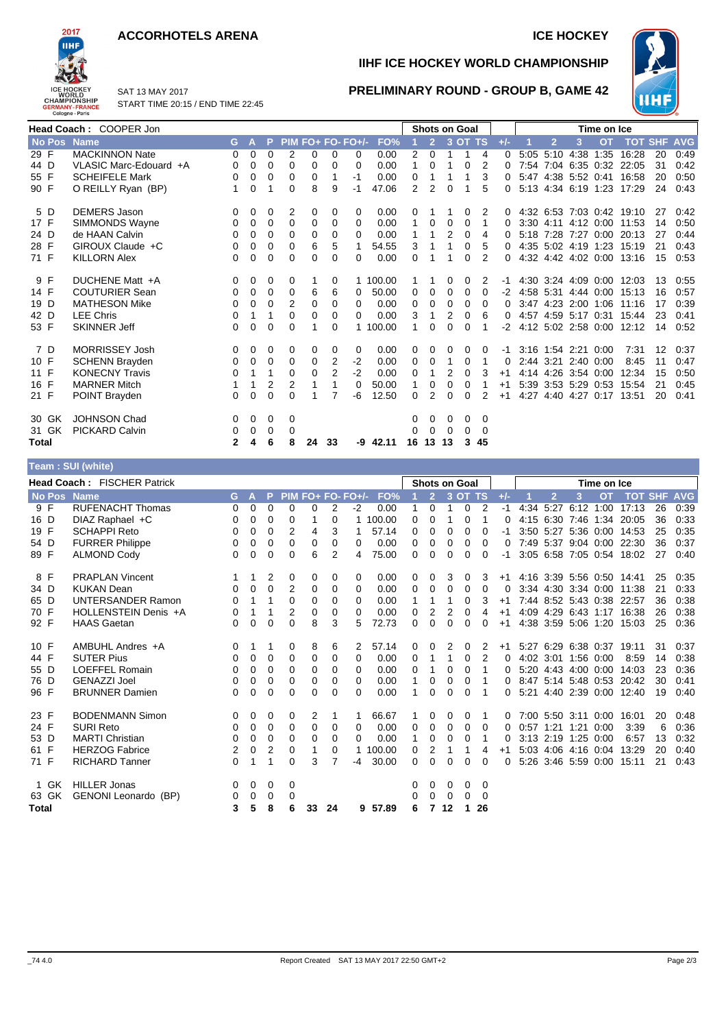# ACCORHOTELS ARENA

**ICE HOCKEY**

## IIHF ICE HOCKEY WORLD CHAMPIONSHIP

### PRELIMINARY ROUND - GROUP B, GAME 42

SAT 13 MAY 2017
START TIME 20:15 / END TIME 22:45

**Head Coach : COOPER Jon**

| No | Pos | Name | G | A | P | PIM | FO+ | FO- | FO+/- | FO% | 1 | 2 | 3 | OT | TS | +/- | 1 | 2 | 3 | OT | TOT | SHF | AVG |
|---|---|---|---|---|---|---|---|---|---|---|---|---|---|---|---|---|---|---|---|---|---|---|---|
| | | | | | | | | | | | Shots on Goal | | | | | | Time on Ice | | | | | | |
| 29 | F | MACKINNON Nate | 0 | 0 | 0 | 2 | 0 | 0 | 0 | 0.00 | 2 | 0 | 1 | 1 | 4 | 0 | 5:05 | 5:10 | 4:38 | 1:35 | 16:28 | 20 | 0:49 |
| 44 | D | VLASIC Marc-Edouard +A | 0 | 0 | 0 | 0 | 0 | 0 | 0 | 0.00 | 1 | 0 | 1 | 0 | 2 | 0 | 7:54 | 7:04 | 6:35 | 0:32 | 22:05 | 31 | 0:42 |
| 55 | F | SCHEIFELE Mark | 0 | 0 | 0 | 0 | 0 | 1 | -1 | 0.00 | 0 | 1 | 1 | 1 | 3 | 0 | 5:47 | 4:38 | 5:52 | 0:41 | 16:58 | 20 | 0:50 |
| 90 | F | O REILLY Ryan (BP) | 1 | 0 | 1 | 0 | 8 | 9 | -1 | 47.06 | 2 | 2 | 0 | 1 | 5 | 0 | 5:13 | 4:34 | 6:19 | 1:23 | 17:29 | 24 | 0:43 |
| 5 | D | DEMERS Jason | 0 | 0 | 0 | 2 | 0 | 0 | 0 | 0.00 | 0 | 1 | 1 | 0 | 2 | 0 | 4:32 | 6:53 | 7:03 | 0:42 | 19:10 | 27 | 0:42 |
| 17 | F | SIMMONDS Wayne | 0 | 0 | 0 | 0 | 0 | 0 | 0 | 0.00 | 1 | 0 | 0 | 0 | 1 | 0 | 3:30 | 4:11 | 4:12 | 0:00 | 11:53 | 14 | 0:50 |
| 24 | D | de HAAN Calvin | 0 | 0 | 0 | 0 | 0 | 0 | 0 | 0.00 | 1 | 1 | 2 | 0 | 4 | 0 | 5:18 | 7:28 | 7:27 | 0:00 | 20:13 | 27 | 0:44 |
| 28 | F | GIROUX Claude +C | 0 | 0 | 0 | 0 | 6 | 5 | 1 | 54.55 | 3 | 1 | 1 | 0 | 5 | 0 | 4:35 | 5:02 | 4:19 | 1:23 | 15:19 | 21 | 0:43 |
| 71 | F | KILLORN Alex | 0 | 0 | 0 | 0 | 0 | 0 | 0 | 0.00 | 0 | 1 | 1 | 0 | 2 | 0 | 4:32 | 4:42 | 4:02 | 0:00 | 13:16 | 15 | 0:53 |
| 9 | F | DUCHENE Matt +A | 0 | 0 | 0 | 0 | 1 | 0 | 1 | 100.00 | 1 | 1 | 0 | 0 | 2 | -1 | 4:30 | 3:24 | 4:09 | 0:00 | 12:03 | 13 | 0:55 |
| 14 | F | COUTURIER Sean | 0 | 0 | 0 | 0 | 6 | 6 | 0 | 50.00 | 0 | 0 | 0 | 0 | 0 | -2 | 4:58 | 5:31 | 4:44 | 0:00 | 15:13 | 16 | 0:57 |
| 19 | D | MATHESON Mike | 0 | 0 | 0 | 2 | 0 | 0 | 0 | 0.00 | 0 | 0 | 0 | 0 | 0 | 0 | 3:47 | 4:23 | 2:00 | 1:06 | 11:16 | 17 | 0:39 |
| 42 | D | LEE Chris | 0 | 1 | 1 | 0 | 0 | 0 | 0 | 0.00 | 3 | 1 | 2 | 0 | 6 | 0 | 4:57 | 4:59 | 5:17 | 0:31 | 15:44 | 23 | 0:41 |
| 53 | F | SKINNER Jeff | 0 | 0 | 0 | 0 | 1 | 0 | 1 | 100.00 | 1 | 0 | 0 | 0 | 1 | -2 | 4:12 | 5:02 | 2:58 | 0:00 | 12:12 | 14 | 0:52 |
| 7 | D | MORRISSEY Josh | 0 | 0 | 0 | 0 | 0 | 0 | 0 | 0.00 | 0 | 0 | 0 | 0 | 0 | -1 | 3:16 | 1:54 | 2:21 | 0:00 | 7:31 | 12 | 0:37 |
| 10 | F | SCHENN Brayden | 0 | 0 | 0 | 0 | 0 | 2 | -2 | 0.00 | 0 | 0 | 1 | 0 | 1 | 0 | 2:44 | 3:21 | 2:40 | 0:00 | 8:45 | 11 | 0:47 |
| 11 | F | KONECNY Travis | 0 | 1 | 1 | 0 | 0 | 2 | -2 | 0.00 | 0 | 1 | 2 | 0 | 3 | +1 | 4:14 | 4:26 | 3:54 | 0:00 | 12:34 | 15 | 0:50 |
| 16 | F | MARNER Mitch | 1 | 1 | 2 | 2 | 1 | 1 | 0 | 50.00 | 1 | 0 | 0 | 0 | 1 | +1 | 5:39 | 3:53 | 5:29 | 0:53 | 15:54 | 21 | 0:45 |
| 21 | F | POINT Brayden | 0 | 0 | 0 | 0 | 1 | 7 | -6 | 12.50 | 0 | 2 | 0 | 0 | 2 | +1 | 4:27 | 4:40 | 4:27 | 0:17 | 13:51 | 20 | 0:41 |
| 30 | GK | JOHNSON Chad | 0 | 0 | 0 | 0 | | | | | 0 | 0 | 0 | 0 | 0 | | | | | | | | |
| 31 | GK | PICKARD Calvin | 0 | 0 | 0 | 0 | | | | | 0 | 0 | 0 | 0 | 0 | | | | | | | | |
| **Total** | | | **2** | **4** | **6** | **8** | **24** | **33** | **-9** | **42.11** | **16** | **13** | **13** | **3** | **45** | | | | | | | | |

**Team : SUI (white)**

**Head Coach : FISCHER Patrick**

| No | Pos | Name | G | A | P | PIM | FO+ | FO- | FO+/- | FO% | 1 | 2 | 3 | OT | TS | +/- | 1 | 2 | 3 | OT | TOT | SHF | AVG |
|---|---|---|---|---|---|---|---|---|---|---|---|---|---|---|---|---|---|---|---|---|---|---|---|
| | | | | | | | | | | | Shots on Goal | | | | | | Time on Ice | | | | | | |
| 9 | F | RUFENACHT Thomas | 0 | 0 | 0 | 0 | 0 | 2 | -2 | 0.00 | 1 | 0 | 1 | 0 | 2 | -1 | 4:34 | 5:27 | 6:12 | 1:00 | 17:13 | 26 | 0:39 |
| 16 | D | DIAZ Raphael +C | 0 | 0 | 0 | 0 | 1 | 0 | 1 | 100.00 | 0 | 0 | 1 | 0 | 1 | 0 | 4:15 | 6:30 | 7:46 | 1:34 | 20:05 | 36 | 0:33 |
| 19 | F | SCHAPPI Reto | 0 | 0 | 0 | 2 | 4 | 3 | 1 | 57.14 | 0 | 0 | 0 | 0 | 0 | -1 | 3:50 | 5:27 | 5:36 | 0:00 | 14:53 | 25 | 0:35 |
| 54 | D | FURRER Philippe | 0 | 0 | 0 | 0 | 0 | 0 | 0 | 0.00 | 0 | 0 | 0 | 0 | 0 | 0 | 7:49 | 5:37 | 9:04 | 0:00 | 22:30 | 36 | 0:37 |
| 89 | F | ALMOND Cody | 0 | 0 | 0 | 0 | 6 | 2 | 4 | 75.00 | 0 | 0 | 0 | 0 | 0 | -1 | 3:05 | 6:58 | 7:05 | 0:54 | 18:02 | 27 | 0:40 |
| 8 | F | PRAPLAN Vincent | 1 | 1 | 2 | 0 | 0 | 0 | 0 | 0.00 | 0 | 0 | 3 | 0 | 3 | +1 | 4:16 | 3:39 | 5:56 | 0:50 | 14:41 | 25 | 0:35 |
| 34 | D | KUKAN Dean | 0 | 0 | 0 | 2 | 0 | 0 | 0 | 0.00 | 0 | 0 | 0 | 0 | 0 | 0 | 3:34 | 4:30 | 3:34 | 0:00 | 11:38 | 21 | 0:33 |
| 65 | D | UNTERSANDER Ramon | 0 | 1 | 1 | 0 | 0 | 0 | 0 | 0.00 | 1 | 1 | 1 | 0 | 3 | +1 | 7:44 | 8:52 | 5:43 | 0:38 | 22:57 | 36 | 0:38 |
| 70 | F | HOLLENSTEIN Denis +A | 0 | 1 | 1 | 2 | 0 | 0 | 0 | 0.00 | 0 | 2 | 2 | 0 | 4 | +1 | 4:09 | 4:29 | 6:43 | 1:17 | 16:38 | 26 | 0:38 |
| 92 | F | HAAS Gaetan | 0 | 0 | 0 | 0 | 8 | 3 | 5 | 72.73 | 0 | 0 | 0 | 0 | 0 | +1 | 4:38 | 3:59 | 5:06 | 1:20 | 15:03 | 25 | 0:36 |
| 10 | F | AMBUHL Andres +A | 0 | 1 | 1 | 0 | 8 | 6 | 2 | 57.14 | 0 | 0 | 2 | 0 | 2 | +1 | 5:27 | 6:29 | 6:38 | 0:37 | 19:11 | 31 | 0:37 |
| 44 | F | SUTER Pius | 0 | 0 | 0 | 0 | 0 | 0 | 0 | 0.00 | 0 | 1 | 1 | 0 | 2 | 0 | 4:02 | 3:01 | 1:56 | 0:00 | 8:59 | 14 | 0:38 |
| 55 | D | LOEFFEL Romain | 0 | 0 | 0 | 0 | 0 | 0 | 0 | 0.00 | 0 | 1 | 0 | 0 | 1 | 0 | 5:20 | 4:43 | 4:00 | 0:00 | 14:03 | 23 | 0:36 |
| 76 | D | GENAZZI Joel | 0 | 0 | 0 | 0 | 0 | 0 | 0 | 0.00 | 1 | 0 | 0 | 0 | 1 | 0 | 8:47 | 5:14 | 5:48 | 0:53 | 20:42 | 30 | 0:41 |
| 96 | F | BRUNNER Damien | 0 | 0 | 0 | 0 | 0 | 0 | 0 | 0.00 | 1 | 0 | 0 | 0 | 1 | 0 | 5:21 | 4:40 | 2:39 | 0:00 | 12:40 | 19 | 0:40 |
| 23 | F | BODENMANN Simon | 0 | 0 | 0 | 0 | 2 | 1 | 1 | 66.67 | 1 | 0 | 0 | 0 | 1 | 0 | 7:00 | 5:50 | 3:11 | 0:00 | 16:01 | 20 | 0:48 |
| 24 | F | SURI Reto | 0 | 0 | 0 | 0 | 0 | 0 | 0 | 0.00 | 0 | 0 | 0 | 0 | 0 | 0 | 0:57 | 1:21 | 1:21 | 0:00 | 3:39 | 6 | 0:36 |
| 53 | D | MARTI Christian | 0 | 0 | 0 | 0 | 0 | 0 | 0 | 0.00 | 1 | 0 | 0 | 0 | 1 | 0 | 3:13 | 2:19 | 1:25 | 0:00 | 6:57 | 13 | 0:32 |
| 61 | F | HERZOG Fabrice | 2 | 0 | 2 | 0 | 1 | 0 | 1 | 100.00 | 0 | 2 | 1 | 1 | 4 | +1 | 5:03 | 4:06 | 4:16 | 0:04 | 13:29 | 20 | 0:40 |
| 71 | F | RICHARD Tanner | 0 | 1 | 1 | 0 | 3 | 7 | -4 | 30.00 | 0 | 0 | 0 | 0 | 0 | 0 | 5:26 | 3:46 | 5:59 | 0:00 | 15:11 | 21 | 0:43 |
| 1 | GK | HILLER Jonas | 0 | 0 | 0 | 0 | | | | | 0 | 0 | 0 | 0 | 0 | | | | | | | | |
| 63 | GK | GENONI Leonardo (BP) | 0 | 0 | 0 | 0 | | | | | 0 | 0 | 0 | 0 | 0 | | | | | | | | |
| **Total** | | | **3** | **5** | **8** | **6** | **33** | **24** | **9** | **57.89** | **6** | **7** | **12** | **1** | **26** | | | | | | | | |

_74 4.0 Report Created SAT 13 MAY 2017 22:50 GMT+2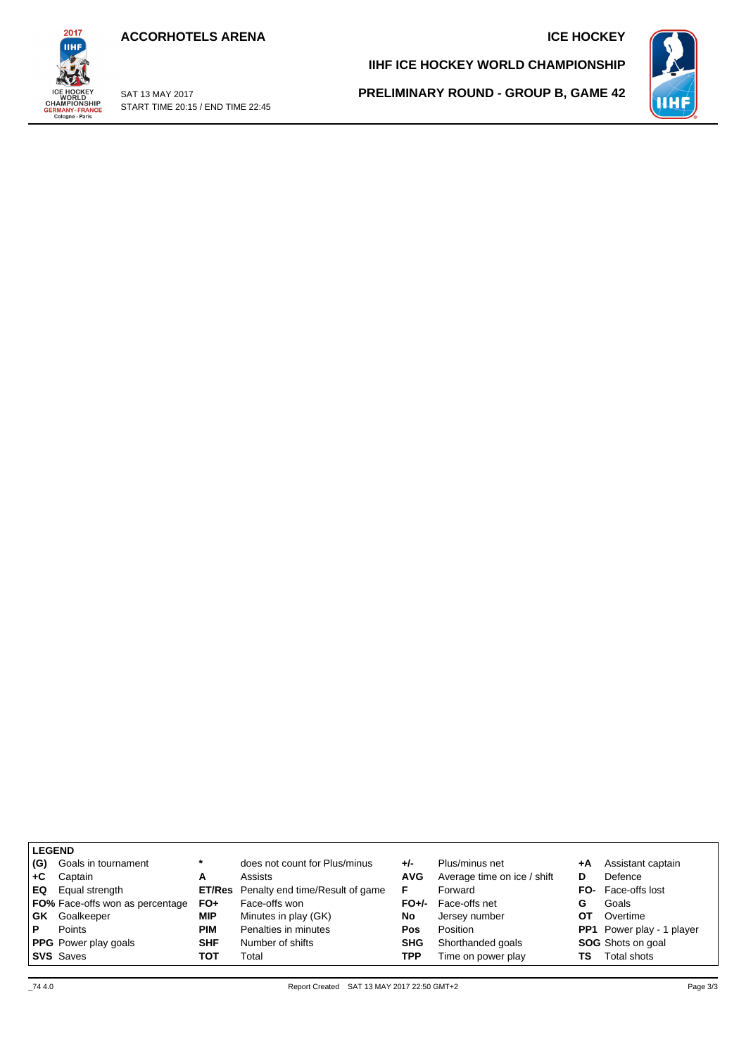ACCORHOTELS ARENA

ICE HOCKEY

IIHF ICE HOCKEY WORLD CHAMPIONSHIP

SAT 13 MAY 2017
START TIME 20:15 / END TIME 22:45

PRELIMINARY ROUND - GROUP B, GAME 42

**LEGEND**

| | | | | | | | |
|---|---|---|---|---|---|---|---|
| **(G)** | Goals in tournament | **\*** | does not count for Plus/minus | **+/-** | Plus/minus net | **+A** | Assistant captain |
| **+C** | Captain | **A** | Assists | **AVG** | Average time on ice / shift | **D** | Defence |
| **EQ** | Equal strength | **ET/Res** | Penalty end time/Result of game | **F** | Forward | **FO-** | Face-offs lost |
| **FO%** | Face-offs won as percentage | **FO+** | Face-offs won | **FO+/-** | Face-offs net | **G** | Goals |
| **GK** | Goalkeeper | **MIP** | Minutes in play (GK) | **No** | Jersey number | **OT** | Overtime |
| **P** | Points | **PIM** | Penalties in minutes | **Pos** | Position | **PP1** | Power play - 1 player |
| **PPG** | Power play goals | **SHF** | Number of shifts | **SHG** | Shorthanded goals | **SOG** | Shots on goal |
| **SVS** | Saves | **TOT** | Total | **TPP** | Time on power play | **TS** | Total shots |

_74 4.0 Report Created SAT 13 MAY 2017 22:50 GMT+2